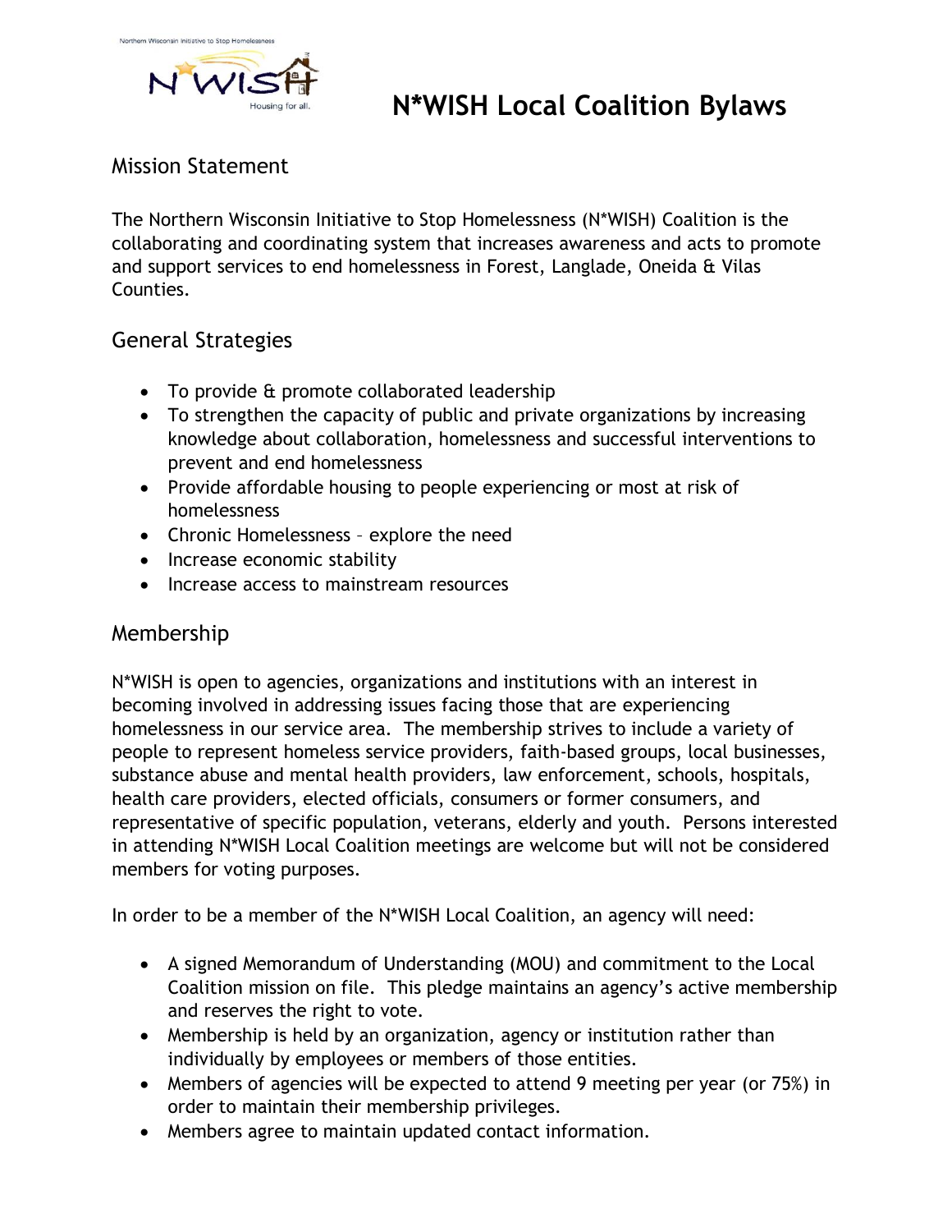# N*WISH Local Coalition Bylaws

## Mission Statement

The Northern Wisconsin Initiative to Stop Homelessness (N*WISH) Coalition is the collaborating and coordinating system that increases awareness and acts to promote and support services to end homelessness in Forest, Langlade, Oneida & Vilas Counties.

## General Strategies

- To provide & promote collaborated leadership
- To strengthen the capacity of public and private organizations by increasing knowledge about collaboration, homelessness and successful interventions to prevent and end homelessness
- Provide affordable housing to people experiencing or most at risk of homelessness
- Chronic Homelessness – explore the need
- Increase economic stability
- Increase access to mainstream resources

## Membership

N*WISH is open to agencies, organizations and institutions with an interest in becoming involved in addressing issues facing those that are experiencing homelessness in our service area. The membership strives to include a variety of people to represent homeless service providers, faith-based groups, local businesses, substance abuse and mental health providers, law enforcement, schools, hospitals, health care providers, elected officials, consumers or former consumers, and representative of specific population, veterans, elderly and youth. Persons interested in attending N*WISH Local Coalition meetings are welcome but will not be considered members for voting purposes.

In order to be a member of the N*WISH Local Coalition, an agency will need:

- A signed Memorandum of Understanding (MOU) and commitment to the Local Coalition mission on file. This pledge maintains an agency's active membership and reserves the right to vote.
- Membership is held by an organization, agency or institution rather than individually by employees or members of those entities.
- Members of agencies will be expected to attend 9 meeting per year (or 75%) in order to maintain their membership privileges.
- Members agree to maintain updated contact information.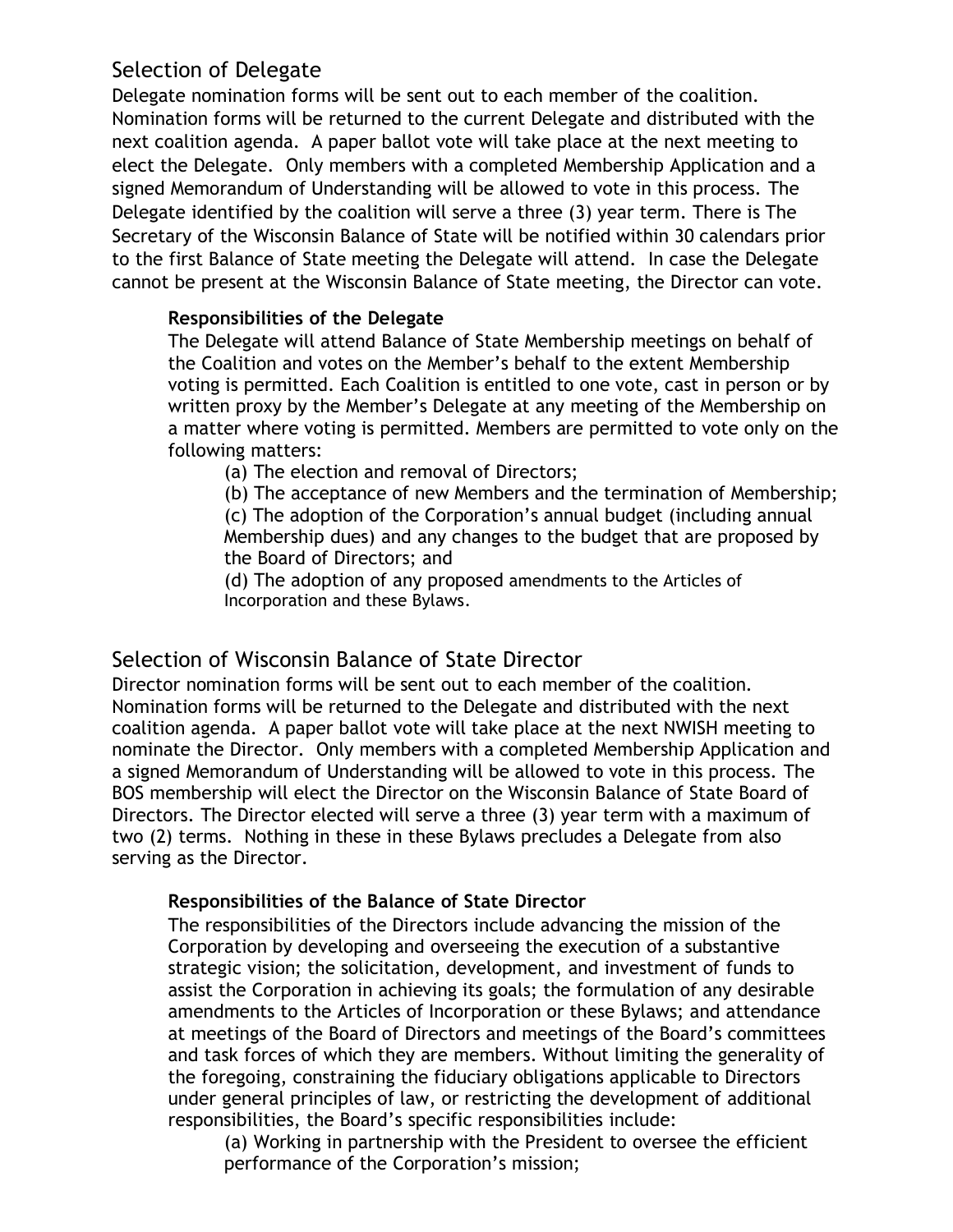## Selection of Delegate

Delegate nomination forms will be sent out to each member of the coalition. Nomination forms will be returned to the current Delegate and distributed with the next coalition agenda. A paper ballot vote will take place at the next meeting to elect the Delegate. Only members with a completed Membership Application and a signed Memorandum of Understanding will be allowed to vote in this process. The Delegate identified by the coalition will serve a three (3) year term. There is The Secretary of the Wisconsin Balance of State will be notified within 30 calendars prior to the first Balance of State meeting the Delegate will attend. In case the Delegate cannot be present at the Wisconsin Balance of State meeting, the Director can vote.

### Responsibilities of the Delegate

The Delegate will attend Balance of State Membership meetings on behalf of the Coalition and votes on the Member's behalf to the extent Membership voting is permitted. Each Coalition is entitled to one vote, cast in person or by written proxy by the Member's Delegate at any meeting of the Membership on a matter where voting is permitted. Members are permitted to vote only on the following matters:

(a) The election and removal of Directors;

(b) The acceptance of new Members and the termination of Membership;

(c) The adoption of the Corporation's annual budget (including annual Membership dues) and any changes to the budget that are proposed by the Board of Directors; and

(d) The adoption of any proposed amendments to the Articles of Incorporation and these Bylaws.

## Selection of Wisconsin Balance of State Director

Director nomination forms will be sent out to each member of the coalition. Nomination forms will be returned to the Delegate and distributed with the next coalition agenda. A paper ballot vote will take place at the next NWISH meeting to nominate the Director. Only members with a completed Membership Application and a signed Memorandum of Understanding will be allowed to vote in this process. The BOS membership will elect the Director on the Wisconsin Balance of State Board of Directors. The Director elected will serve a three (3) year term with a maximum of two (2) terms. Nothing in these in these Bylaws precludes a Delegate from also serving as the Director.

### Responsibilities of the Balance of State Director

The responsibilities of the Directors include advancing the mission of the Corporation by developing and overseeing the execution of a substantive strategic vision; the solicitation, development, and investment of funds to assist the Corporation in achieving its goals; the formulation of any desirable amendments to the Articles of Incorporation or these Bylaws; and attendance at meetings of the Board of Directors and meetings of the Board's committees and task forces of which they are members. Without limiting the generality of the foregoing, constraining the fiduciary obligations applicable to Directors under general principles of law, or restricting the development of additional responsibilities, the Board's specific responsibilities include:

(a) Working in partnership with the President to oversee the efficient performance of the Corporation's mission;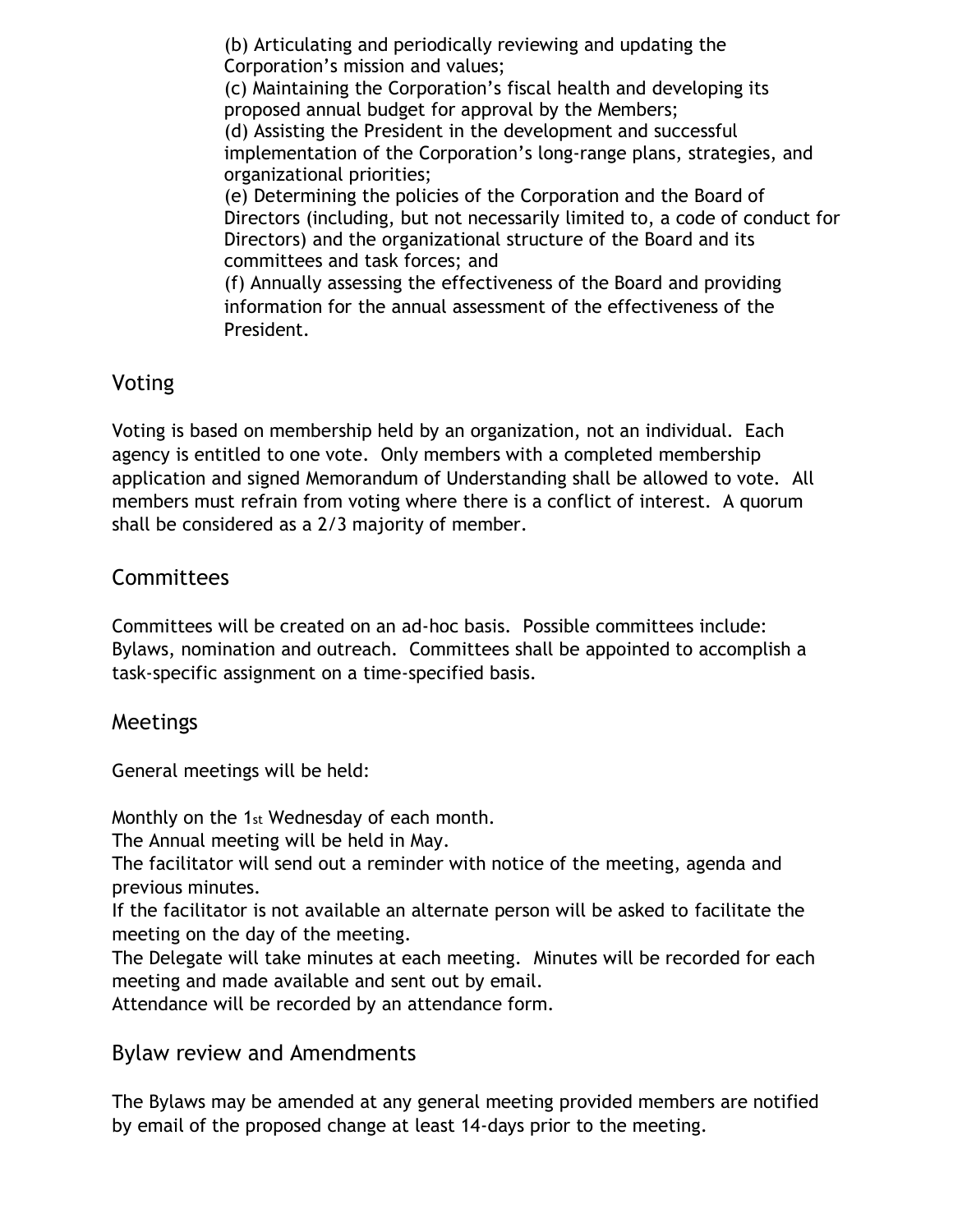(b) Articulating and periodically reviewing and updating the Corporation's mission and values;
(c) Maintaining the Corporation's fiscal health and developing its proposed annual budget for approval by the Members;
(d) Assisting the President in the development and successful implementation of the Corporation's long-range plans, strategies, and organizational priorities;
(e) Determining the policies of the Corporation and the Board of Directors (including, but not necessarily limited to, a code of conduct for Directors) and the organizational structure of the Board and its committees and task forces; and
(f) Annually assessing the effectiveness of the Board and providing information for the annual assessment of the effectiveness of the President.

## Voting

Voting is based on membership held by an organization, not an individual. Each agency is entitled to one vote. Only members with a completed membership application and signed Memorandum of Understanding shall be allowed to vote. All members must refrain from voting where there is a conflict of interest. A quorum shall be considered as a 2/3 majority of member.

## Committees

Committees will be created on an ad-hoc basis. Possible committees include: Bylaws, nomination and outreach. Committees shall be appointed to accomplish a task-specific assignment on a time-specified basis.

## Meetings

General meetings will be held:

Monthly on the 1st Wednesday of each month.
The Annual meeting will be held in May.
The facilitator will send out a reminder with notice of the meeting, agenda and previous minutes.
If the facilitator is not available an alternate person will be asked to facilitate the meeting on the day of the meeting.
The Delegate will take minutes at each meeting. Minutes will be recorded for each meeting and made available and sent out by email.
Attendance will be recorded by an attendance form.

## Bylaw review and Amendments

The Bylaws may be amended at any general meeting provided members are notified by email of the proposed change at least 14-days prior to the meeting.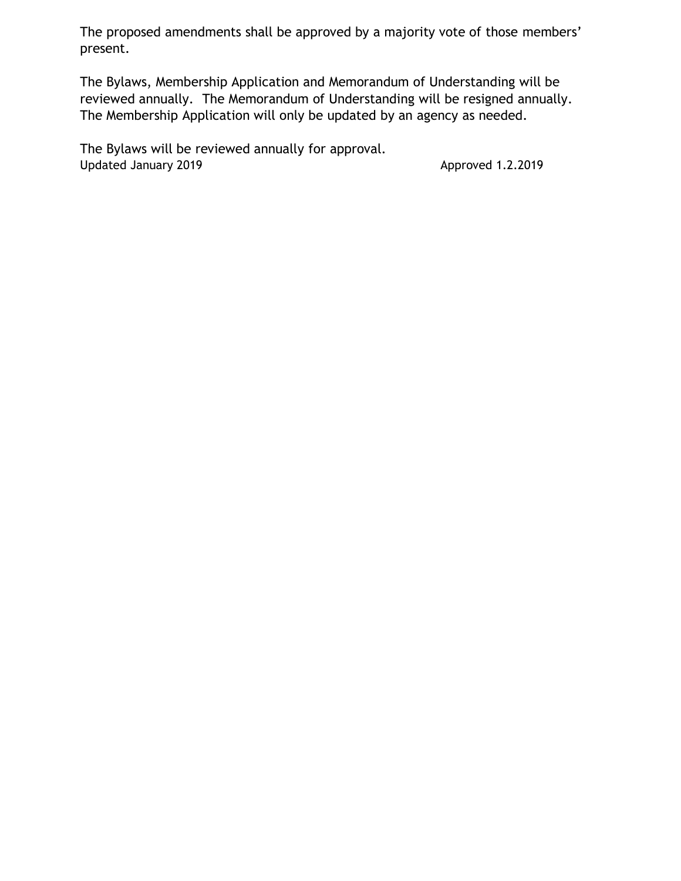The proposed amendments shall be approved by a majority vote of those members' present.

The Bylaws, Membership Application and Memorandum of Understanding will be reviewed annually. The Memorandum of Understanding will be resigned annually. The Membership Application will only be updated by an agency as needed.

The Bylaws will be reviewed annually for approval.
Updated January 2019 Approved 1.2.2019